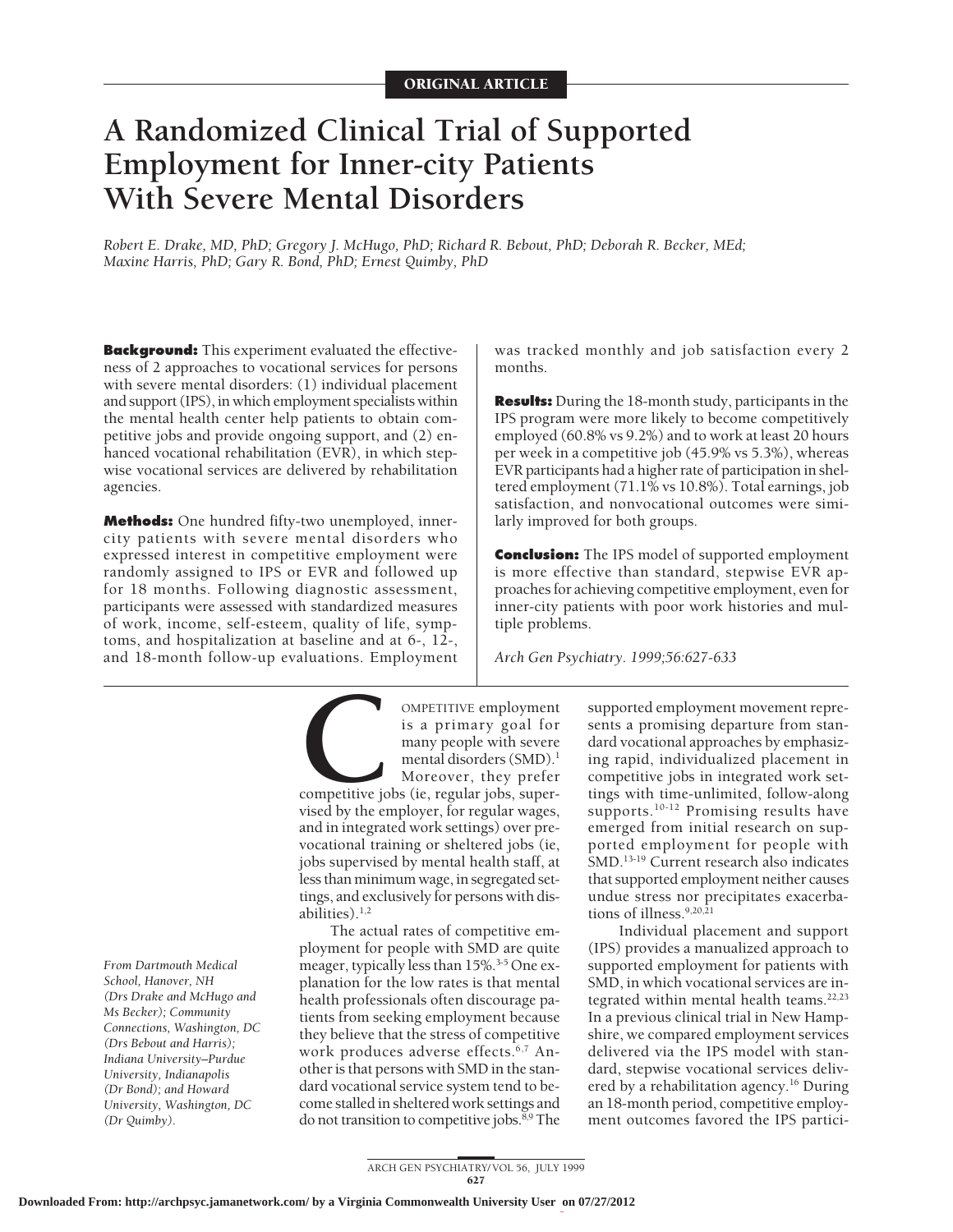ORIGINAL ARTICLE

# A Randomized Clinical Trial of Supported Employment for Inner-city Patients With Severe Mental Disorders

*Robert E. Drake, MD, PhD; Gregory J. McHugo, PhD; Richard R. Bebout, PhD; Deborah R. Becker, MEd; Maxine Harris, PhD; Gary R. Bond, PhD; Ernest Quimby, PhD*

**Background:** This experiment evaluated the effectiveness of 2 approaches to vocational services for persons with severe mental disorders: (1) individual placement and support (IPS), in which employment specialists within the mental health center help patients to obtain competitive jobs and provide ongoing support, and (2) enhanced vocational rehabilitation (EVR), in which stepwise vocational services are delivered by rehabilitation agencies.

**Methods:** One hundred fifty-two unemployed, inner-city patients with severe mental disorders who expressed interest in competitive employment were randomly assigned to IPS or EVR and followed up for 18 months. Following diagnostic assessment, participants were assessed with standardized measures of work, income, self-esteem, quality of life, symptoms, and hospitalization at baseline and at 6-, 12-, and 18-month follow-up evaluations. Employment was tracked monthly and job satisfaction every 2 months.

**Results:** During the 18-month study, participants in the IPS program were more likely to become competitively employed (60.8% vs 9.2%) and to work at least 20 hours per week in a competitive job (45.9% vs 5.3%), whereas EVR participants had a higher rate of participation in sheltered employment (71.1% vs 10.8%). Total earnings, job satisfaction, and nonvocational outcomes were similarly improved for both groups.

**Conclusion:** The IPS model of supported employment is more effective than standard, stepwise EVR approaches for achieving competitive employment, even for inner-city patients with poor work histories and multiple problems.

*Arch Gen Psychiatry. 1999;56:627-633*

*From Dartmouth Medical School, Hanover, NH (Drs Drake and McHugo and Ms Becker); Community Connections, Washington, DC (Drs Bebout and Harris); Indiana University–Purdue University, Indianapolis (Dr Bond); and Howard University, Washington, DC (Dr Quimby).*

COMPETITIVE employment is a primary goal for many people with severe mental disorders (SMD).[1] Moreover, they prefer competitive jobs (ie, regular jobs, supervised by the employer, for regular wages, and in integrated work settings) over prevocational training or sheltered jobs (ie, jobs supervised by mental health staff, at less than minimum wage, in segregated settings, and exclusively for persons with disabilities).[1,2]

The actual rates of competitive employment for people with SMD are quite meager, typically less than 15%.[3-5] One explanation for the low rates is that mental health professionals often discourage patients from seeking employment because they believe that the stress of competitive work produces adverse effects.[6,7] Another is that persons with SMD in the standard vocational service system tend to become stalled in sheltered work settings and do not transition to competitive jobs.[8,9] The supported employment movement represents a promising departure from standard vocational approaches by emphasizing rapid, individualized placement in competitive jobs in integrated work settings with time-unlimited, follow-along supports.[10-12] Promising results have emerged from initial research on supported employment for people with SMD.[13-19] Current research also indicates that supported employment neither causes undue stress nor precipitates exacerbations of illness.[9,20,21]

Individual placement and support (IPS) provides a manualized approach to supported employment for patients with SMD, in which vocational services are integrated within mental health teams.[22,23] In a previous clinical trial in New Hampshire, we compared employment services delivered via the IPS model with standard, stepwise vocational services delivered by a rehabilitation agency.[16] During an 18-month period, competitive employment outcomes favored the IPS partici-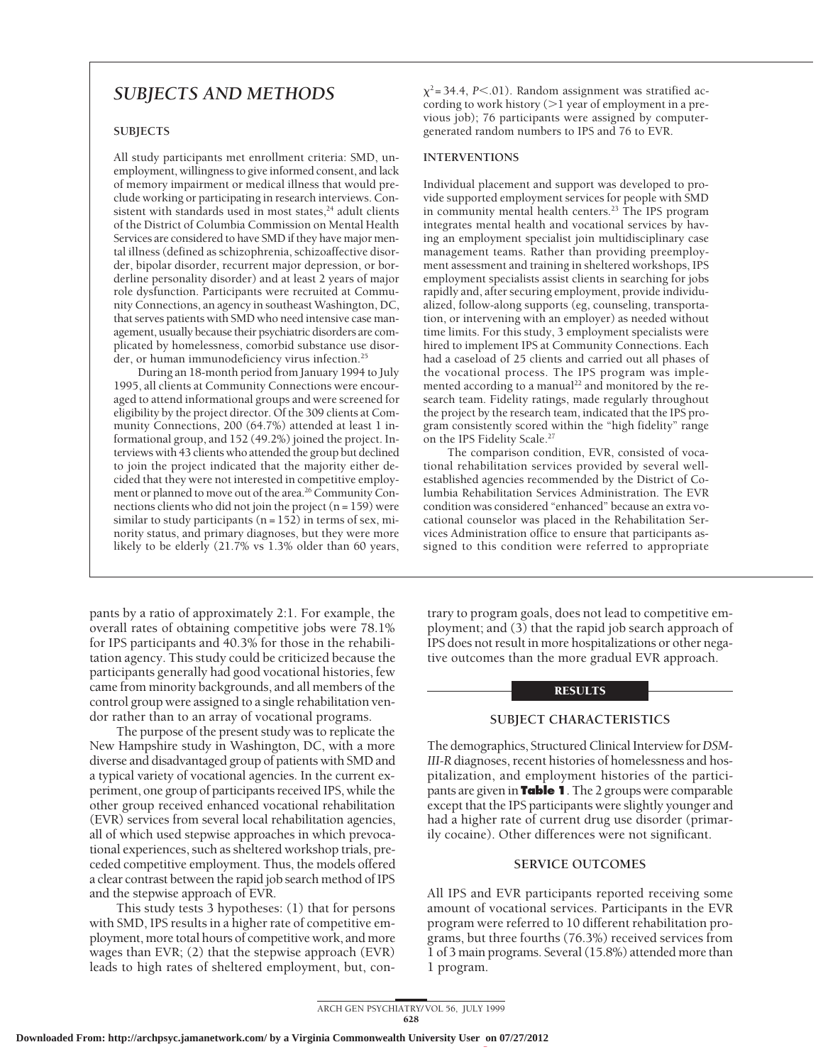## SUBJECTS AND METHODS

### SUBJECTS

All study participants met enrollment criteria: SMD, unemployment, willingness to give informed consent, and lack of memory impairment or medical illness that would preclude working or participating in research interviews. Consistent with standards used in most states,[24] adult clients of the District of Columbia Commission on Mental Health Services are considered to have SMD if they have major mental illness (defined as schizophrenia, schizoaffective disorder, bipolar disorder, recurrent major depression, or borderline personality disorder) and at least 2 years of major role dysfunction. Participants were recruited at Community Connections, an agency in southeast Washington, DC, that serves patients with SMD who need intensive case management, usually because their psychiatric disorders are complicated by homelessness, comorbid substance use disorder, or human immunodeficiency virus infection.[25]

During an 18-month period from January 1994 to July 1995, all clients at Community Connections were encouraged to attend informational groups and were screened for eligibility by the project director. Of the 309 clients at Community Connections, 200 (64.7%) attended at least 1 informational group, and 152 (49.2%) joined the project. Interviews with 43 clients who attended the group but declined to join the project indicated that the majority either decided that they were not interested in competitive employment or planned to move out of the area.[26] Community Connections clients who did not join the project (n = 159) were similar to study participants (n = 152) in terms of sex, minority status, and primary diagnoses, but they were more likely to be elderly (21.7% vs 1.3% older than 60 years, $\chi^2 = 34.4$, $P<.01$). Random assignment was stratified according to work history (>1 year of employment in a previous job); 76 participants were assigned by computer-generated random numbers to IPS and 76 to EVR.

### INTERVENTIONS

Individual placement and support was developed to provide supported employment services for people with SMD in community mental health centers.[23] The IPS program integrates mental health and vocational services by having an employment specialist join multidisciplinary case management teams. Rather than providing preemployment assessment and training in sheltered workshops, IPS employment specialists assist clients in searching for jobs rapidly and, after securing employment, provide individualized, follow-along supports (eg, counseling, transportation, or intervening with an employer) as needed without time limits. For this study, 3 employment specialists were hired to implement IPS at Community Connections. Each had a caseload of 25 clients and carried out all phases of the vocational process. The IPS program was implemented according to a manual[22] and monitored by the research team. Fidelity ratings, made regularly throughout the project by the research team, indicated that the IPS program consistently scored within the "high fidelity" range on the IPS Fidelity Scale.[27]

The comparison condition, EVR, consisted of vocational rehabilitation services provided by several well-established agencies recommended by the District of Columbia Rehabilitation Services Administration. The EVR condition was considered "enhanced" because an extra vocational counselor was placed in the Rehabilitation Services Administration office to ensure that participants assigned to this condition were referred to appropriate

pants by a ratio of approximately 2:1. For example, the overall rates of obtaining competitive jobs were 78.1% for IPS participants and 40.3% for those in the rehabilitation agency. This study could be criticized because the participants generally had good vocational histories, few came from minority backgrounds, and all members of the control group were assigned to a single rehabilitation vendor rather than to an array of vocational programs.

The purpose of the present study was to replicate the New Hampshire study in Washington, DC, with a more diverse and disadvantaged group of patients with SMD and a typical variety of vocational agencies. In the current experiment, one group of participants received IPS, while the other group received enhanced vocational rehabilitation (EVR) services from several local rehabilitation agencies, all of which used stepwise approaches in which prevocational experiences, such as sheltered workshop trials, preceded competitive employment. Thus, the models offered a clear contrast between the rapid job search method of IPS and the stepwise approach of EVR.

This study tests 3 hypotheses: (1) that for persons with SMD, IPS results in a higher rate of competitive employment, more total hours of competitive work, and more wages than EVR; (2) that the stepwise approach (EVR) leads to high rates of sheltered employment, but, contrary to program goals, does not lead to competitive employment; and (3) that the rapid job search approach of IPS does not result in more hospitalizations or other negative outcomes than the more gradual EVR approach.

## RESULTS

### SUBJECT CHARACTERISTICS

The demographics, Structured Clinical Interview for *DSM-III-R* diagnoses, recent histories of homelessness and hospitalization, and employment histories of the participants are given in **Table 1**. The 2 groups were comparable except that the IPS participants were slightly younger and had a higher rate of current drug use disorder (primarily cocaine). Other differences were not significant.

### SERVICE OUTCOMES

All IPS and EVR participants reported receiving some amount of vocational services. Participants in the EVR program were referred to 10 different rehabilitation programs, but three fourths (76.3%) received services from 1 of 3 main programs. Several (15.8%) attended more than 1 program.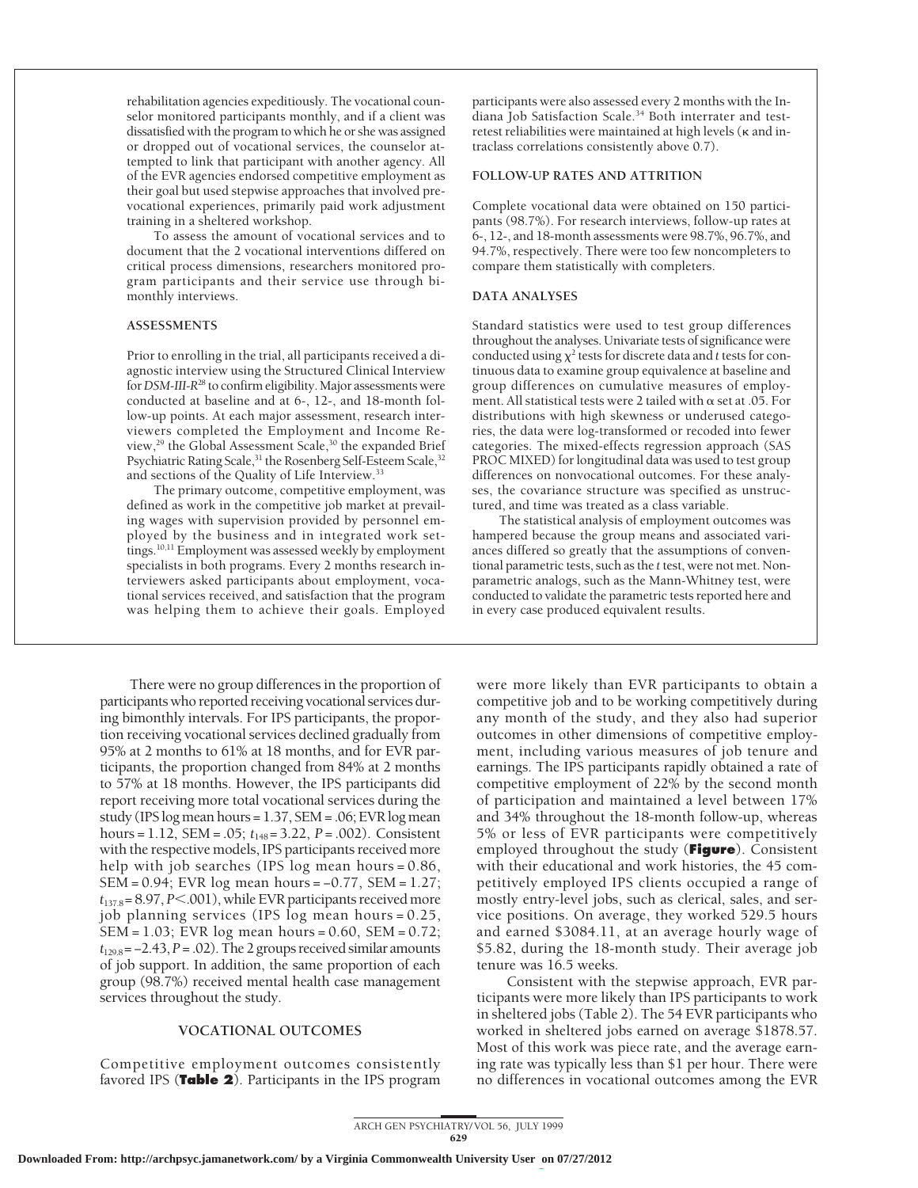rehabilitation agencies expeditiously. The vocational counselor monitored participants monthly, and if a client was dissatisfied with the program to which he or she was assigned or dropped out of vocational services, the counselor attempted to link that participant with another agency. All of the EVR agencies endorsed competitive employment as their goal but used stepwise approaches that involved prevocational experiences, primarily paid work adjustment training in a sheltered workshop.

To assess the amount of vocational services and to document that the 2 vocational interventions differed on critical process dimensions, researchers monitored program participants and their service use through bimonthly interviews.

### ASSESSMENTS

Prior to enrolling in the trial, all participants received a diagnostic interview using the Structured Clinical Interview for *DSM-III-R*[28] to confirm eligibility. Major assessments were conducted at baseline and at 6-, 12-, and 18-month follow-up points. At each major assessment, research interviewers completed the Employment and Income Review,[29] the Global Assessment Scale,[30] the expanded Brief Psychiatric Rating Scale,[31] the Rosenberg Self-Esteem Scale,[32] and sections of the Quality of Life Interview.[33]

The primary outcome, competitive employment, was defined as work in the competitive job market at prevailing wages with supervision provided by personnel employed by the business and in integrated work settings.[10,11] Employment was assessed weekly by employment specialists in both programs. Every 2 months research interviewers asked participants about employment, vocational services received, and satisfaction that the program was helping them to achieve their goals. Employed participants were also assessed every 2 months with the Indiana Job Satisfaction Scale.[34] Both interrater and test-retest reliabilities were maintained at high levels (κ and intraclass correlations consistently above 0.7).

### FOLLOW-UP RATES AND ATTRITION

Complete vocational data were obtained on 150 participants (98.7%). For research interviews, follow-up rates at 6-, 12-, and 18-month assessments were 98.7%, 96.7%, and 94.7%, respectively. There were too few noncompleters to compare them statistically with completers.

### DATA ANALYSES

Standard statistics were used to test group differences throughout the analyses. Univariate tests of significance were conducted using $\chi^2$ tests for discrete data and *t* tests for continuous data to examine group equivalence at baseline and group differences on cumulative measures of employment. All statistical tests were 2 tailed with α set at .05. For distributions with high skewness or underused categories, the data were log-transformed or recoded into fewer categories. The mixed-effects regression approach (SAS PROC MIXED) for longitudinal data was used to test group differences on nonvocational outcomes. For these analyses, the covariance structure was specified as unstructured, and time was treated as a class variable.

The statistical analysis of employment outcomes was hampered because the group means and associated variances differed so greatly that the assumptions of conventional parametric tests, such as the *t* test, were not met. Nonparametric analogs, such as the Mann-Whitney test, were conducted to validate the parametric tests reported here and in every case produced equivalent results.

There were no group differences in the proportion of participants who reported receiving vocational services during bimonthly intervals. For IPS participants, the proportion receiving vocational services declined gradually from 95% at 2 months to 61% at 18 months, and for EVR participants, the proportion changed from 84% at 2 months to 57% at 18 months. However, the IPS participants did report receiving more total vocational services during the study (IPS log mean hours = 1.37, SEM = .06; EVR log mean hours = 1.12, SEM = .05; $t_{148}$ = 3.22, *P* = .002). Consistent with the respective models, IPS participants received more help with job searches (IPS log mean hours = 0.86, SEM = 0.94; EVR log mean hours = −0.77, SEM = 1.27; $t_{137.8}$ = 8.97, *P*<.001), while EVR participants received more job planning services (IPS log mean hours = 0.25, SEM = 1.03; EVR log mean hours = 0.60, SEM = 0.72; $t_{129.8}$ = −2.43, *P* = .02). The 2 groups received similar amounts of job support. In addition, the same proportion of each group (98.7%) received mental health case management services throughout the study.

## VOCATIONAL OUTCOMES

Competitive employment outcomes consistently favored IPS (**Table 2**). Participants in the IPS program were more likely than EVR participants to obtain a competitive job and to be working competitively during any month of the study, and they also had superior outcomes in other dimensions of competitive employment, including various measures of job tenure and earnings. The IPS participants rapidly obtained a rate of competitive employment of 22% by the second month of participation and maintained a level between 17% and 34% throughout the 18-month follow-up, whereas 5% or less of EVR participants were competitively employed throughout the study (**Figure**). Consistent with their educational and work histories, the 45 competitively employed IPS clients occupied a range of mostly entry-level jobs, such as clerical, sales, and service positions. On average, they worked 529.5 hours and earned \$3084.11, at an average hourly wage of \$5.82, during the 18-month study. Their average job tenure was 16.5 weeks.

Consistent with the stepwise approach, EVR participants were more likely than IPS participants to work in sheltered jobs (Table 2). The 54 EVR participants who worked in sheltered jobs earned on average \$1878.57. Most of this work was piece rate, and the average earning rate was typically less than \$1 per hour. There were no differences in vocational outcomes among the EVR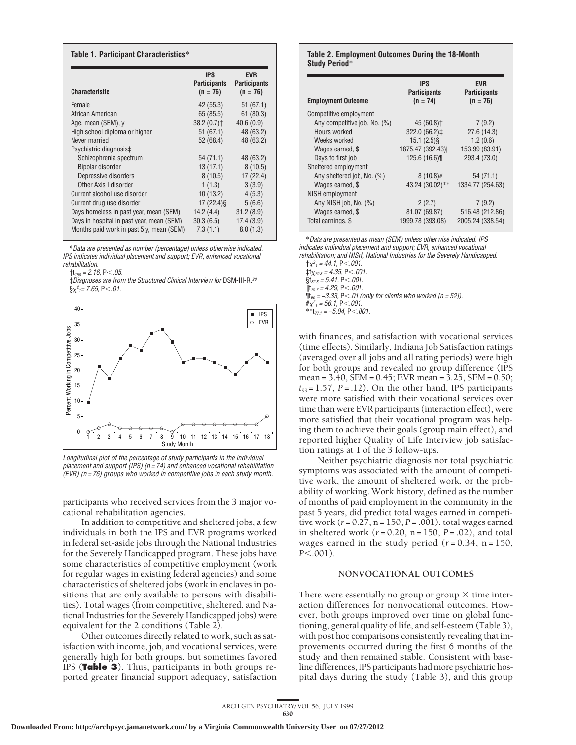**Table 1. Participant Characteristics***

| Characteristic | IPS Participants (n = 76) | EVR Participants (n = 76) |
|---|---|---|
| Female | 42 (55.3) | 51 (67.1) |
| African American | 65 (85.5) | 61 (80.3) |
| Age, mean (SEM), y | 38.2 (0.7)† | 40.6 (0.9) |
| High school diploma or higher | 51 (67.1) | 48 (63.2) |
| Never married | 52 (68.4) | 48 (63.2) |
| Psychiatric diagnosis‡ | | |
| Schizophrenia spectrum | 54 (71.1) | 48 (63.2) |
| Bipolar disorder | 13 (17.1) | 8 (10.5) |
| Depressive disorders | 8 (10.5) | 17 (22.4) |
| Other Axis I disorder | 1 (1.3) | 3 (3.9) |
| Current alcohol use disorder | 10 (13.2) | 4 (5.3) |
| Current drug use disorder | 17 (22.4)§ | 5 (6.6) |
| Days homeless in past year, mean (SEM) | 14.2 (4.4) | 31.2 (8.9) |
| Days in hospital in past year, mean (SEM) | 30.3 (6.5) | 17.4 (3.9) |
| Months paid work in past 5 y, mean (SEM) | 7.3 (1.1) | 8.0 (1.3) |

*Data are presented as number (percentage) unless otherwise indicated. IPS indicates individual placement and support; EVR, enhanced vocational rehabilitation.

†$t_{150}$ = 2.16, $P<.05$.

‡Diagnoses are from the Structured Clinical Interview for DSM-III-R.[28]

§$\chi^2_1$ = 7.65, $P<.01$.

*Longitudinal plot of the percentage of study participants in the individual placement and support (IPS) (n = 74) and enhanced vocational rehabilitation (EVR) (n = 76) groups who worked in competitive jobs in each study month.*

**Table 2. Employment Outcomes During the 18-Month Study Period***

| Employment Outcome | IPS Participants (n = 74) | EVR Participants (n = 76) |
|---|---|---|
| Competitive employment | | |
| Any competitive job, No. (%) | 45 (60.8)† | 7 (9.2) |
| Hours worked | 322.0 (66.2)‡ | 27.6 (14.3) |
| Weeks worked | 15.1 (2.5)§ | 1.2 (0.6) |
| Wages earned, $ | 1875.47 (392.43)‖ | 153.99 (83.91) |
| Days to first job | 125.6 (16.6)¶ | 293.4 (73.0) |
| Sheltered employment | | |
| Any sheltered job, No. (%) | 8 (10.8)# | 54 (71.1) |
| Wages earned, $ | 43.24 (30.02)** | 1334.77 (254.63) |
| NISH employment | | |
| Any NISH job, No. (%) | 2 (2.7) | 7 (9.2) |
| Wages earned, $ | 81.07 (69.87) | 516.48 (212.86) |
| Total earnings, $ | 1999.78 (393.08) | 2005.24 (338.54) |

*Data are presented as mean (SEM) unless otherwise indicated. IPS indicates individual placement and support; EVR, enhanced vocational rehabilitation; and NISH, National Industries for the Severely Handicapped.

†$\chi^2_1$ = 44.1, $P<.001$.

‡$t\chi_{79.8}$ = 4.35, $P<.001$.

§$t_{82.8}$ = 5.41, $P<.001$.

‖$t_{79.7}$ = 4.29, $P<.001$.

¶$t_{50}$ = −3.33, $P<.01$ (only for clients who worked [n = 52]).

#$\chi^2_1$ = 56.1, $P<.001$.

**$t_{77.1}$ = −5.04, $P<.001$.

participants who received services from the 3 major vocational rehabilitation agencies.

In addition to competitive and sheltered jobs, a few individuals in both the IPS and EVR programs worked in federal set-aside jobs through the National Industries for the Severely Handicapped program. These jobs have some characteristics of competitive employment (work for regular wages in existing federal agencies) and some characteristics of sheltered jobs (work in enclaves in positions that are only available to persons with disabilities). Total wages (from competitive, sheltered, and National Industries for the Severely Handicapped jobs) were equivalent for the 2 conditions (Table 2).

Other outcomes directly related to work, such as satisfaction with income, job, and vocational services, were generally high for both groups, but sometimes favored IPS (**Table 3**). Thus, participants in both groups reported greater financial support adequacy, satisfaction with finances, and satisfaction with vocational services (time effects). Similarly, Indiana Job Satisfaction ratings (averaged over all jobs and all rating periods) were high for both groups and revealed no group difference (IPS mean = 3.40, SEM = 0.45; EVR mean = 3.25, SEM = 0.50; $t_{99}$ = 1.57, $P$ = .12). On the other hand, IPS participants were more satisfied with their vocational services over time than were EVR participants (interaction effect), were more satisfied that their vocational program was helping them to achieve their goals (group main effect), and reported higher Quality of Life Interview job satisfaction ratings at 1 of the 3 follow-ups.

Neither psychiatric diagnosis nor total psychiatric symptoms was associated with the amount of competitive work, the amount of sheltered work, or the probability of working. Work history, defined as the number of months of paid employment in the community in the past 5 years, did predict total wages earned in competitive work ($r$ = 0.27, n = 150, $P$ = .001), total wages earned in sheltered work ($r$ = 0.20, n = 150, $P$ = .02), and total wages earned in the study period ($r$ = 0.34, n = 150, $P<.001$).

## NONVOCATIONAL OUTCOMES

There were essentially no group or group × time interaction differences for nonvocational outcomes. However, both groups improved over time on global functioning, general quality of life, and self-esteem (Table 3), with post hoc comparisons consistently revealing that improvements occurred during the first 6 months of the study and then remained stable. Consistent with baseline differences, IPS participants had more psychiatric hospital days during the study (Table 3), and this group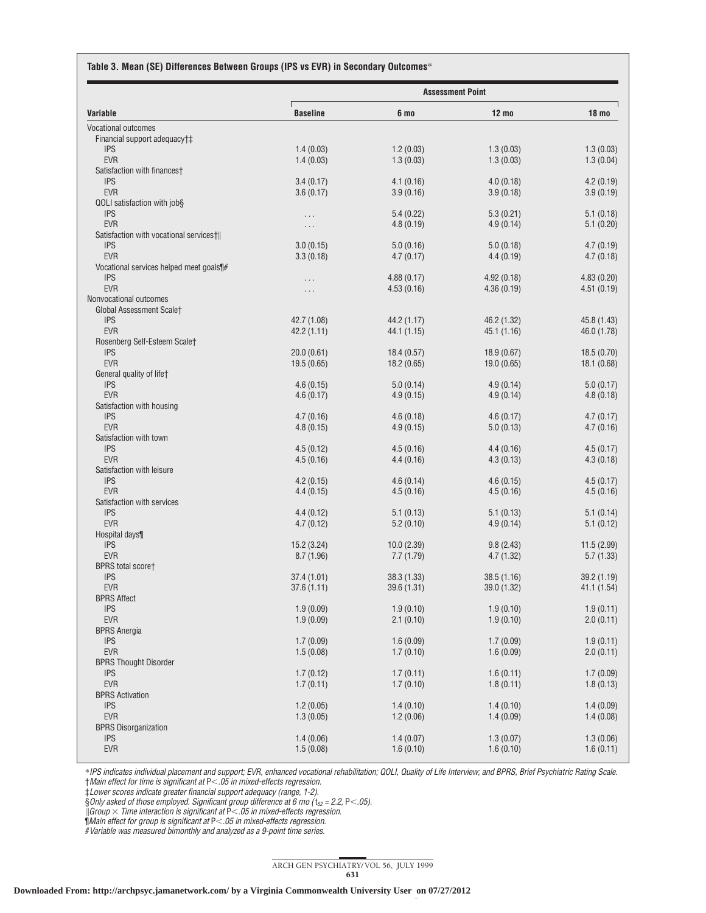**Table 3. Mean (SE) Differences Between Groups (IPS vs EVR) in Secondary Outcomes***

| Variable | Assessment Point | | | |
|---|---|---|---|---|
| | Baseline | 6 mo | 12 mo | 18 mo |
| Vocational outcomes | | | | |
| Financial support adequacy†‡ | | | | |
| IPS | 1.4 (0.03) | 1.2 (0.03) | 1.3 (0.03) | 1.3 (0.03) |
| EVR | 1.4 (0.03) | 1.3 (0.03) | 1.3 (0.03) | 1.3 (0.04) |
| Satisfaction with finances† | | | | |
| IPS | 3.4 (0.17) | 4.1 (0.16) | 4.0 (0.18) | 4.2 (0.19) |
| EVR | 3.6 (0.17) | 3.9 (0.16) | 3.9 (0.18) | 3.9 (0.19) |
| QOLI satisfaction with job§ | | | | |
| IPS | ... | 5.4 (0.22) | 5.3 (0.21) | 5.1 (0.18) |
| EVR | ... | 4.8 (0.19) | 4.9 (0.14) | 5.1 (0.20) |
| Satisfaction with vocational services†‖ | | | | |
| IPS | 3.0 (0.15) | 5.0 (0.16) | 5.0 (0.18) | 4.7 (0.19) |
| EVR | 3.3 (0.18) | 4.7 (0.17) | 4.4 (0.19) | 4.7 (0.18) |
| Vocational services helped meet goals¶# | | | | |
| IPS | ... | 4.88 (0.17) | 4.92 (0.18) | 4.83 (0.20) |
| EVR | ... | 4.53 (0.16) | 4.36 (0.19) | 4.51 (0.19) |
| Nonvocational outcomes | | | | |
| Global Assessment Scale† | | | | |
| IPS | 42.7 (1.08) | 44.2 (1.17) | 46.2 (1.32) | 45.8 (1.43) |
| EVR | 42.2 (1.11) | 44.1 (1.15) | 45.1 (1.16) | 46.0 (1.78) |
| Rosenberg Self-Esteem Scale† | | | | |
| IPS | 20.0 (0.61) | 18.4 (0.57) | 18.9 (0.67) | 18.5 (0.70) |
| EVR | 19.5 (0.65) | 18.2 (0.65) | 19.0 (0.65) | 18.1 (0.68) |
| General quality of life† | | | | |
| IPS | 4.6 (0.15) | 5.0 (0.14) | 4.9 (0.14) | 5.0 (0.17) |
| EVR | 4.6 (0.17) | 4.9 (0.15) | 4.9 (0.14) | 4.8 (0.18) |
| Satisfaction with housing | | | | |
| IPS | 4.7 (0.16) | 4.6 (0.18) | 4.6 (0.17) | 4.7 (0.17) |
| EVR | 4.8 (0.15) | 4.9 (0.15) | 5.0 (0.13) | 4.7 (0.16) |
| Satisfaction with town | | | | |
| IPS | 4.5 (0.12) | 4.5 (0.16) | 4.4 (0.16) | 4.5 (0.17) |
| EVR | 4.5 (0.16) | 4.4 (0.16) | 4.3 (0.13) | 4.3 (0.18) |
| Satisfaction with leisure | | | | |
| IPS | 4.2 (0.15) | 4.6 (0.14) | 4.6 (0.15) | 4.5 (0.17) |
| EVR | 4.4 (0.15) | 4.5 (0.16) | 4.5 (0.16) | 4.5 (0.16) |
| Satisfaction with services | | | | |
| IPS | 4.4 (0.12) | 5.1 (0.13) | 5.1 (0.13) | 5.1 (0.14) |
| EVR | 4.7 (0.12) | 5.2 (0.10) | 4.9 (0.14) | 5.1 (0.12) |
| Hospital days¶ | | | | |
| IPS | 15.2 (3.24) | 10.0 (2.39) | 9.8 (2.43) | 11.5 (2.99) |
| EVR | 8.7 (1.96) | 7.7 (1.79) | 4.7 (1.32) | 5.7 (1.33) |
| BPRS total score† | | | | |
| IPS | 37.4 (1.01) | 38.3 (1.33) | 38.5 (1.16) | 39.2 (1.19) |
| EVR | 37.6 (1.11) | 39.6 (1.31) | 39.0 (1.32) | 41.1 (1.54) |
| BPRS Affect | | | | |
| IPS | 1.9 (0.09) | 1.9 (0.10) | 1.9 (0.10) | 1.9 (0.11) |
| EVR | 1.9 (0.09) | 2.1 (0.10) | 1.9 (0.10) | 2.0 (0.11) |
| BPRS Anergia | | | | |
| IPS | 1.7 (0.09) | 1.6 (0.09) | 1.7 (0.09) | 1.9 (0.11) |
| EVR | 1.5 (0.08) | 1.7 (0.10) | 1.6 (0.09) | 2.0 (0.11) |
| BPRS Thought Disorder | | | | |
| IPS | 1.7 (0.12) | 1.7 (0.11) | 1.6 (0.11) | 1.7 (0.09) |
| EVR | 1.7 (0.11) | 1.7 (0.10) | 1.8 (0.11) | 1.8 (0.13) |
| BPRS Activation | | | | |
| IPS | 1.2 (0.05) | 1.4 (0.10) | 1.4 (0.10) | 1.4 (0.09) |
| EVR | 1.3 (0.05) | 1.2 (0.06) | 1.4 (0.09) | 1.4 (0.08) |
| BPRS Disorganization | | | | |
| IPS | 1.4 (0.06) | 1.4 (0.07) | 1.3 (0.07) | 1.3 (0.06) |
| EVR | 1.5 (0.08) | 1.6 (0.10) | 1.6 (0.10) | 1.6 (0.11) |

*IPS indicates individual placement and support; EVR, enhanced vocational rehabilitation; QOLI, Quality of Life Interview; and BPRS, Brief Psychiatric Rating Scale.
†Main effect for time is significant at $P<.05$ in mixed-effects regression.
‡Lower scores indicate greater financial support adequacy (range, 1-2).
§Only asked of those employed. Significant group difference at 6 mo ($t_{52} = 2.2$, $P<.05$).
‖Group × Time interaction is significant at $P<.05$ in mixed-effects regression.
¶Main effect for group is significant at $P<.05$ in mixed-effects regression.
#Variable was measured bimonthly and analyzed as a 9-point time series.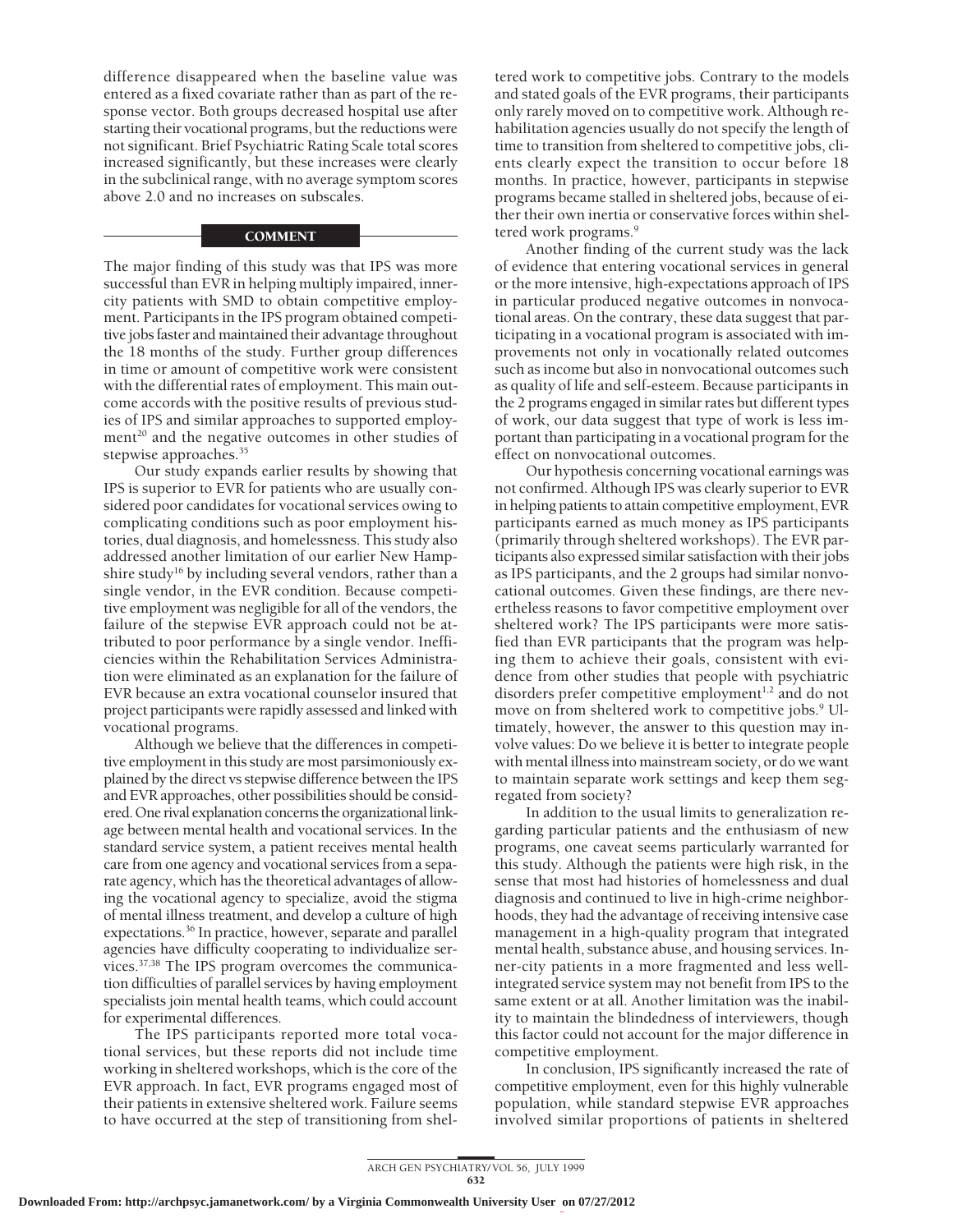difference disappeared when the baseline value was entered as a fixed covariate rather than as part of the response vector. Both groups decreased hospital use after starting their vocational programs, but the reductions were not significant. Brief Psychiatric Rating Scale total scores increased significantly, but these increases were clearly in the subclinical range, with no average symptom scores above 2.0 and no increases on subscales.

## COMMENT

The major finding of this study was that IPS was more successful than EVR in helping multiply impaired, inner-city patients with SMD to obtain competitive employment. Participants in the IPS program obtained competitive jobs faster and maintained their advantage throughout the 18 months of the study. Further group differences in time or amount of competitive work were consistent with the differential rates of employment. This main outcome accords with the positive results of previous studies of IPS and similar approaches to supported employment[20] and the negative outcomes in other studies of stepwise approaches.[35]

Our study expands earlier results by showing that IPS is superior to EVR for patients who are usually considered poor candidates for vocational services owing to complicating conditions such as poor employment histories, dual diagnosis, and homelessness. This study also addressed another limitation of our earlier New Hampshire study[16] by including several vendors, rather than a single vendor, in the EVR condition. Because competitive employment was negligible for all of the vendors, the failure of the stepwise EVR approach could not be attributed to poor performance by a single vendor. Inefficiencies within the Rehabilitation Services Administration were eliminated as an explanation for the failure of EVR because an extra vocational counselor insured that project participants were rapidly assessed and linked with vocational programs.

Although we believe that the differences in competitive employment in this study are most parsimoniously explained by the direct vs stepwise difference between the IPS and EVR approaches, other possibilities should be considered. One rival explanation concerns the organizational linkage between mental health and vocational services. In the standard service system, a patient receives mental health care from one agency and vocational services from a separate agency, which has the theoretical advantages of allowing the vocational agency to specialize, avoid the stigma of mental illness treatment, and develop a culture of high expectations.[36] In practice, however, separate and parallel agencies have difficulty cooperating to individualize services.[37,38] The IPS program overcomes the communication difficulties of parallel services by having employment specialists join mental health teams, which could account for experimental differences.

The IPS participants reported more total vocational services, but these reports did not include time working in sheltered workshops, which is the core of the EVR approach. In fact, EVR programs engaged most of their patients in extensive sheltered work. Failure seems to have occurred at the step of transitioning from sheltered work to competitive jobs. Contrary to the models and stated goals of the EVR programs, their participants only rarely moved on to competitive work. Although rehabilitation agencies usually do not specify the length of time to transition from sheltered to competitive jobs, clients clearly expect the transition to occur before 18 months. In practice, however, participants in stepwise programs became stalled in sheltered jobs, because of either their own inertia or conservative forces within sheltered work programs.[9]

Another finding of the current study was the lack of evidence that entering vocational services in general or the more intensive, high-expectations approach of IPS in particular produced negative outcomes in nonvocational areas. On the contrary, these data suggest that participating in a vocational program is associated with improvements not only in vocationally related outcomes such as income but also in nonvocational outcomes such as quality of life and self-esteem. Because participants in the 2 programs engaged in similar rates but different types of work, our data suggest that type of work is less important than participating in a vocational program for the effect on nonvocational outcomes.

Our hypothesis concerning vocational earnings was not confirmed. Although IPS was clearly superior to EVR in helping patients to attain competitive employment, EVR participants earned as much money as IPS participants (primarily through sheltered workshops). The EVR participants also expressed similar satisfaction with their jobs as IPS participants, and the 2 groups had similar nonvocational outcomes. Given these findings, are there nevertheless reasons to favor competitive employment over sheltered work? The IPS participants were more satisfied than EVR participants that the program was helping them to achieve their goals, consistent with evidence from other studies that people with psychiatric disorders prefer competitive employment[1,2] and do not move on from sheltered work to competitive jobs.[9] Ultimately, however, the answer to this question may involve values: Do we believe it is better to integrate people with mental illness into mainstream society, or do we want to maintain separate work settings and keep them segregated from society?

In addition to the usual limits to generalization regarding particular patients and the enthusiasm of new programs, one caveat seems particularly warranted for this study. Although the patients were high risk, in the sense that most had histories of homelessness and dual diagnosis and continued to live in high-crime neighborhoods, they had the advantage of receiving intensive case management in a high-quality program that integrated mental health, substance abuse, and housing services. Inner-city patients in a more fragmented and less well-integrated service system may not benefit from IPS to the same extent or at all. Another limitation was the inability to maintain the blindedness of interviewers, though this factor could not account for the major difference in competitive employment.

In conclusion, IPS significantly increased the rate of competitive employment, even for this highly vulnerable population, while standard stepwise EVR approaches involved similar proportions of patients in sheltered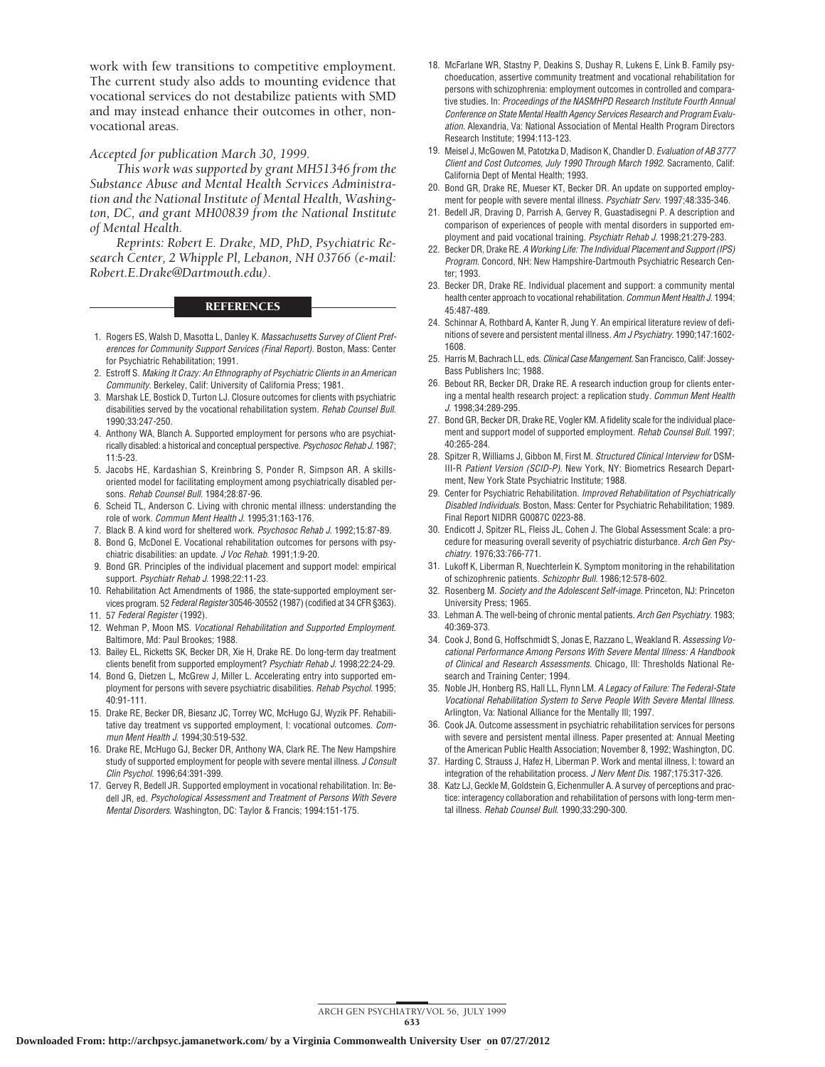work with few transitions to competitive employment. The current study also adds to mounting evidence that vocational services do not destabilize patients with SMD and may instead enhance their outcomes in other, nonvocational areas.

*Accepted for publication March 30, 1999.*

*This work was supported by grant MH51346 from the Substance Abuse and Mental Health Services Administration and the National Institute of Mental Health, Washington, DC, and grant MH00839 from the National Institute of Mental Health.*

*Reprints: Robert E. Drake, MD, PhD, Psychiatric Research Center, 2 Whipple Pl, Lebanon, NH 03766 (e-mail: Robert.E.Drake@Dartmouth.edu).*

## REFERENCES

1. Rogers ES, Walsh D, Masotta L, Danley K. *Massachusetts Survey of Client Preferences for Community Support Services (Final Report).* Boston, Mass: Center for Psychiatric Rehabilitation; 1991.
2. Estroff S. *Making It Crazy: An Ethnography of Psychiatric Clients in an American Community.* Berkeley, Calif: University of California Press; 1981.
3. Marshak LE, Bostick D, Turton LJ. Closure outcomes for clients with psychiatric disabilities served by the vocational rehabilitation system. *Rehab Counsel Bull.* 1990;33:247-250.
4. Anthony WA, Blanch A. Supported employment for persons who are psychiatrically disabled: a historical and conceptual perspective. *Psychosoc Rehab J.* 1987; 11:5-23.
5. Jacobs HE, Kardashian S, Kreinbring S, Ponder R, Simpson AR. A skills-oriented model for facilitating employment among psychiatrically disabled persons. *Rehab Counsel Bull.* 1984;28:87-96.
6. Scheid TL, Anderson C. Living with chronic mental illness: understanding the role of work. *Commun Ment Health J.* 1995;31:163-176.
7. Black B. A kind word for sheltered work. *Psychosoc Rehab J.* 1992;15:87-89.
8. Bond G, McDonel E. Vocational rehabilitation outcomes for persons with psychiatric disabilities: an update. *J Voc Rehab.* 1991;1:9-20.
9. Bond GR. Principles of the individual placement and support model: empirical support. *Psychiatr Rehab J.* 1998;22:11-23.
10. Rehabilitation Act Amendments of 1986, the state-supported employment services program. 52 *Federal Register* 30546-30552 (1987) (codified at 34 CFR §363).
11. 57 *Federal Register* (1992).
12. Wehman P, Moon MS. *Vocational Rehabilitation and Supported Employment.* Baltimore, Md: Paul Brookes; 1988.
13. Bailey EL, Ricketts SK, Becker DR, Xie H, Drake RE. Do long-term day treatment clients benefit from supported employment? *Psychiatr Rehab J.* 1998;22:24-29.
14. Bond G, Dietzen L, McGrew J, Miller L. Accelerating entry into supported employment for persons with severe psychiatric disabilities. *Rehab Psychol.* 1995; 40:91-111.
15. Drake RE, Becker DR, Biesanz JC, Torrey WC, McHugo GJ, Wyzik PF. Rehabilitative day treatment vs supported employment, I: vocational outcomes. *Commun Ment Health J.* 1994;30:519-532.
16. Drake RE, McHugo GJ, Becker DR, Anthony WA, Clark RE. The New Hampshire study of supported employment for people with severe mental illness. *J Consult Clin Psychol.* 1996;64:391-399.
17. Gervey R, Bedell JR. Supported employment in vocational rehabilitation. In: Bedell JR, ed. *Psychological Assessment and Treatment of Persons With Severe Mental Disorders.* Washington, DC: Taylor & Francis; 1994:151-175.
18. McFarlane WR, Stastny P, Deakins S, Dushay R, Lukens E, Link B. Family psychoeducation, assertive community treatment and vocational rehabilitation for persons with schizophrenia: employment outcomes in controlled and comparative studies. In: *Proceedings of the NASMHPD Research Institute Fourth Annual Conference on State Mental Health Agency Services Research and Program Evaluation.* Alexandria, Va: National Association of Mental Health Program Directors Research Institute; 1994:113-123.
19. Meisel J, McGowen M, Patotzka D, Madison K, Chandler D. *Evaluation of AB 3777 Client and Cost Outcomes, July 1990 Through March 1992.* Sacramento, Calif: California Dept of Mental Health; 1993.
20. Bond GR, Drake RE, Mueser KT, Becker DR. An update on supported employment for people with severe mental illness. *Psychiatr Serv.* 1997;48:335-346.
21. Bedell JR, Draving D, Parrish A, Gervey R, Guastadisegni P. A description and comparison of experiences of people with mental disorders in supported employment and paid vocational training. *Psychiatr Rehab J.* 1998;21:279-283.
22. Becker DR, Drake RE. *A Working Life: The Individual Placement and Support (IPS) Program.* Concord, NH: New Hampshire-Dartmouth Psychiatric Research Center; 1993.
23. Becker DR, Drake RE. Individual placement and support: a community mental health center approach to vocational rehabilitation. *Commun Ment Health J.* 1994; 45:487-489.
24. Schinnar A, Rothbard A, Kanter R, Jung Y. An empirical literature review of definitions of severe and persistent mental illness. *Am J Psychiatry.* 1990;147:1602-1608.
25. Harris M, Bachrach LL, eds. *Clinical Case Mangement.* San Francisco, Calif: Jossey-Bass Publishers Inc; 1988.
26. Bebout RR, Becker DR, Drake RE. A research induction group for clients entering a mental health research project: a replication study. *Commun Ment Health J.* 1998;34:289-295.
27. Bond GR, Becker DR, Drake RE, Vogler KM. A fidelity scale for the individual placement and support model of supported employment. *Rehab Counsel Bull.* 1997; 40:265-284.
28. Spitzer R, Williams J, Gibbon M, First M. *Structured Clinical Interview for* DSM-III-R *Patient Version (SCID-P).* New York, NY: Biometrics Research Department, New York State Psychiatric Institute; 1988.
29. Center for Psychiatric Rehabilitation. *Improved Rehabilitation of Psychiatrically Disabled Individuals.* Boston, Mass: Center for Psychiatric Rehabilitation; 1989. Final Report NIDRR G0087C 0223-88.
30. Endicott J, Spitzer RL, Fleiss JL, Cohen J. The Global Assessment Scale: a procedure for measuring overall severity of psychiatric disturbance. *Arch Gen Psychiatry.* 1976;33:766-771.
31. Lukoff K, Liberman R, Nuechterlein K. Symptom monitoring in the rehabilitation of schizophrenic patients. *Schizophr Bull.* 1986;12:578-602.
32. Rosenberg M. *Society and the Adolescent Self-image.* Princeton, NJ: Princeton University Press; 1965.
33. Lehman A. The well-being of chronic mental patients. *Arch Gen Psychiatry.* 1983; 40:369-373.
34. Cook J, Bond G, Hoffschmidt S, Jonas E, Razzano L, Weakland R. *Assessing Vocational Performance Among Persons With Severe Mental Illness: A Handbook of Clinical and Research Assessments.* Chicago, Ill: Thresholds National Research and Training Center; 1994.
35. Noble JH, Honberg RS, Hall LL, Flynn LM. *A Legacy of Failure: The Federal-State Vocational Rehabilitation System to Serve People With Severe Mental Illness.* Arlington, Va: National Alliance for the Mentally Ill; 1997.
36. Cook JA. Outcome assessment in psychiatric rehabilitation services for persons with severe and persistent mental illness. Paper presented at: Annual Meeting of the American Public Health Association; November 8, 1992; Washington, DC.
37. Harding C, Strauss J, Hafez H, Liberman P. Work and mental illness, I: toward an integration of the rehabilitation process. *J Nerv Ment Dis.* 1987;175:317-326.
38. Katz LJ, Geckle M, Goldstein G, Eichenmuller A. A survey of perceptions and practice: interagency collaboration and rehabilitation of persons with long-term mental illness. *Rehab Counsel Bull.* 1990;33:290-300.